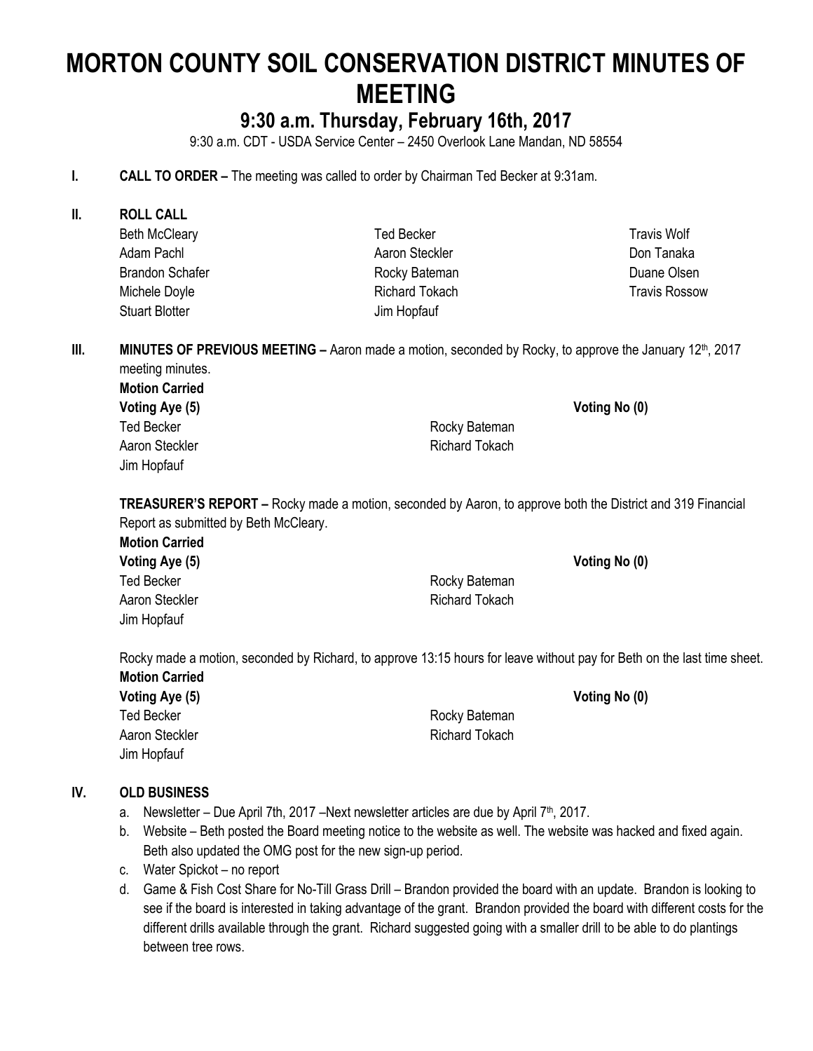# MORTON COUNTY SOIL CONSERVATION DISTRICT MINUTES OF MEETING

## 9:30 a.m. Thursday, February 16th, 2017

9:30 a.m. CDT - USDA Service Center – 2450 Overlook Lane Mandan, ND 58554

**I. CALL TO ORDER –** The meeting was called to order by Chairman Ted Becker at 9:31am.

**II. ROLL CALL**

| | | |
|---|---|---|
| Beth McCleary | Ted Becker | Travis Wolf |
| Adam Pachl | Aaron Steckler | Don Tanaka |
| Brandon Schafer | Rocky Bateman | Duane Olsen |
| Michele Doyle | Richard Tokach | Travis Rossow |
| Stuart Blotter | Jim Hopfauf | |

**III. MINUTES OF PREVIOUS MEETING –** Aaron made a motion, seconded by Rocky, to approve the January 12th, 2017 meeting minutes.

**Motion Carried**

| **Voting Aye (5)** | | **Voting No (0)** |
|---|---|---|
| Ted Becker | Rocky Bateman | |
| Aaron Steckler | Richard Tokach | |
| Jim Hopfauf | | |

**TREASURER'S REPORT –** Rocky made a motion, seconded by Aaron, to approve both the District and 319 Financial Report as submitted by Beth McCleary.

**Motion Carried**

| **Voting Aye (5)** | | **Voting No (0)** |
|---|---|---|
| Ted Becker | Rocky Bateman | |
| Aaron Steckler | Richard Tokach | |
| Jim Hopfauf | | |

Rocky made a motion, seconded by Richard, to approve 13:15 hours for leave without pay for Beth on the last time sheet.

**Motion Carried**

| **Voting Aye (5)** | | **Voting No (0)** |
|---|---|---|
| Ted Becker | Rocky Bateman | |
| Aaron Steckler | Richard Tokach | |
| Jim Hopfauf | | |

**IV. OLD BUSINESS**

a. Newsletter – Due April 7th, 2017 –Next newsletter articles are due by April 7th, 2017.

b. Website – Beth posted the Board meeting notice to the website as well. The website was hacked and fixed again. Beth also updated the OMG post for the new sign-up period.

c. Water Spickot – no report

d. Game & Fish Cost Share for No-Till Grass Drill – Brandon provided the board with an update. Brandon is looking to see if the board is interested in taking advantage of the grant. Brandon provided the board with different costs for the different drills available through the grant. Richard suggested going with a smaller drill to be able to do plantings between tree rows.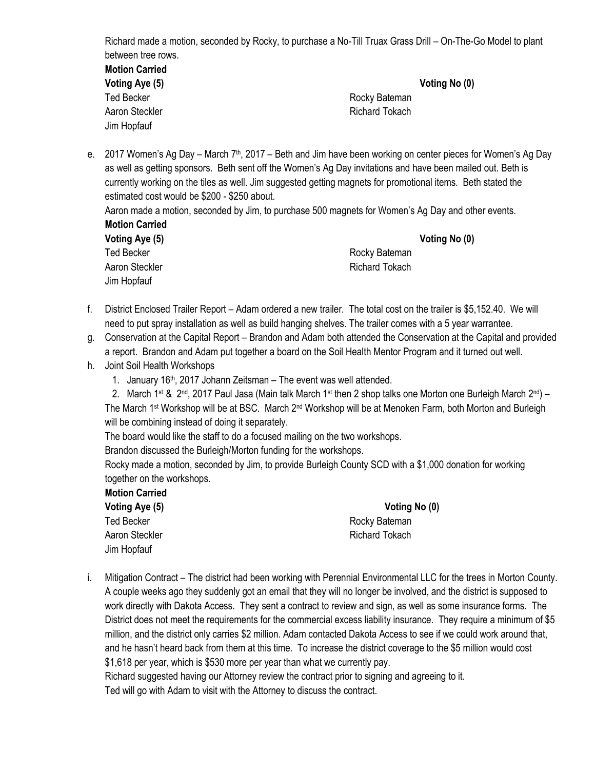Richard made a motion, seconded by Rocky, to purchase a No-Till Truax Grass Drill – On-The-Go Model to plant between tree rows.

**Motion Carried**

| **Voting Aye (5)** | **Voting No (0)** |
|---|---|
| Ted Becker | Rocky Bateman |
| Aaron Steckler | Richard Tokach |
| Jim Hopfauf | |

e. 2017 Women's Ag Day – March 7th, 2017 – Beth and Jim have been working on center pieces for Women's Ag Day as well as getting sponsors. Beth sent off the Women's Ag Day invitations and have been mailed out. Beth is currently working on the tiles as well. Jim suggested getting magnets for promotional items. Beth stated the estimated cost would be $200 - $250 about.

Aaron made a motion, seconded by Jim, to purchase 500 magnets for Women's Ag Day and other events.

**Motion Carried**

| **Voting Aye (5)** | **Voting No (0)** |
|---|---|
| Ted Becker | Rocky Bateman |
| Aaron Steckler | Richard Tokach |
| Jim Hopfauf | |

f. District Enclosed Trailer Report – Adam ordered a new trailer. The total cost on the trailer is $5,152.40. We will need to put spray installation as well as build hanging shelves. The trailer comes with a 5 year warrantee.

g. Conservation at the Capital Report – Brandon and Adam both attended the Conservation at the Capital and provided a report. Brandon and Adam put together a board on the Soil Health Mentor Program and it turned out well.

h. Joint Soil Health Workshops

1. January 16th, 2017 Johann Zeitsman – The event was well attended.
2. March 1st & 2nd, 2017 Paul Jasa (Main talk March 1st then 2 shop talks one Morton one Burleigh March 2nd) – The March 1st Workshop will be at BSC. March 2nd Workshop will be at Menoken Farm, both Morton and Burleigh will be combining instead of doing it separately.

The board would like the staff to do a focused mailing on the two workshops.

Brandon discussed the Burleigh/Morton funding for the workshops.

Rocky made a motion, seconded by Jim, to provide Burleigh County SCD with a $1,000 donation for working together on the workshops.

**Motion Carried**

| **Voting Aye (5)** | **Voting No (0)** |
|---|---|
| Ted Becker | Rocky Bateman |
| Aaron Steckler | Richard Tokach |
| Jim Hopfauf | |

i. Mitigation Contract – The district had been working with Perennial Environmental LLC for the trees in Morton County. A couple weeks ago they suddenly got an email that they will no longer be involved, and the district is supposed to work directly with Dakota Access. They sent a contract to review and sign, as well as some insurance forms. The District does not meet the requirements for the commercial excess liability insurance. They require a minimum of $5 million, and the district only carries $2 million. Adam contacted Dakota Access to see if we could work around that, and he hasn't heard back from them at this time. To increase the district coverage to the $5 million would cost $1,618 per year, which is $530 more per year than what we currently pay.

Richard suggested having our Attorney review the contract prior to signing and agreeing to it.

Ted will go with Adam to visit with the Attorney to discuss the contract.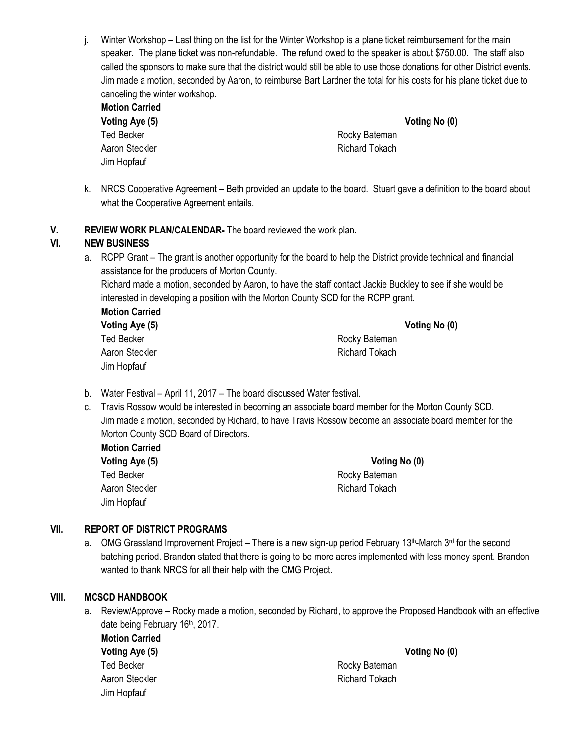j. Winter Workshop – Last thing on the list for the Winter Workshop is a plane ticket reimbursement for the main speaker. The plane ticket was non-refundable. The refund owed to the speaker is about $750.00. The staff also called the sponsors to make sure that the district would still be able to use those donations for other District events. Jim made a motion, seconded by Aaron, to reimburse Bart Lardner the total for his costs for his plane ticket due to canceling the winter workshop.

**Motion Carried**

| **Voting Aye (5)** | | **Voting No (0)** |
|---|---|---|
| Ted Becker | Rocky Bateman | |
| Aaron Steckler | Richard Tokach | |
| Jim Hopfauf | | |

k. NRCS Cooperative Agreement – Beth provided an update to the board. Stuart gave a definition to the board about what the Cooperative Agreement entails.

**V. REVIEW WORK PLAN/CALENDAR-** The board reviewed the work plan.

**VI. NEW BUSINESS**

a. RCPP Grant – The grant is another opportunity for the board to help the District provide technical and financial assistance for the producers of Morton County.
Richard made a motion, seconded by Aaron, to have the staff contact Jackie Buckley to see if she would be interested in developing a position with the Morton County SCD for the RCPP grant.

**Motion Carried**

| **Voting Aye (5)** | | **Voting No (0)** |
|---|---|---|
| Ted Becker | Rocky Bateman | |
| Aaron Steckler | Richard Tokach | |
| Jim Hopfauf | | |

b. Water Festival – April 11, 2017 – The board discussed Water festival.

c. Travis Rossow would be interested in becoming an associate board member for the Morton County SCD.
Jim made a motion, seconded by Richard, to have Travis Rossow become an associate board member for the Morton County SCD Board of Directors.

**Motion Carried**

| **Voting Aye (5)** | | **Voting No (0)** |
|---|---|---|
| Ted Becker | Rocky Bateman | |
| Aaron Steckler | Richard Tokach | |
| Jim Hopfauf | | |

**VII. REPORT OF DISTRICT PROGRAMS**

a. OMG Grassland Improvement Project – There is a new sign-up period February 13th-March 3rd for the second batching period. Brandon stated that there is going to be more acres implemented with less money spent. Brandon wanted to thank NRCS for all their help with the OMG Project.

**VIII. MCSCD HANDBOOK**

a. Review/Approve – Rocky made a motion, seconded by Richard, to approve the Proposed Handbook with an effective date being February 16th, 2017.

**Motion Carried**

| **Voting Aye (5)** | | **Voting No (0)** |
|---|---|---|
| Ted Becker | Rocky Bateman | |
| Aaron Steckler | Richard Tokach | |
| Jim Hopfauf | | |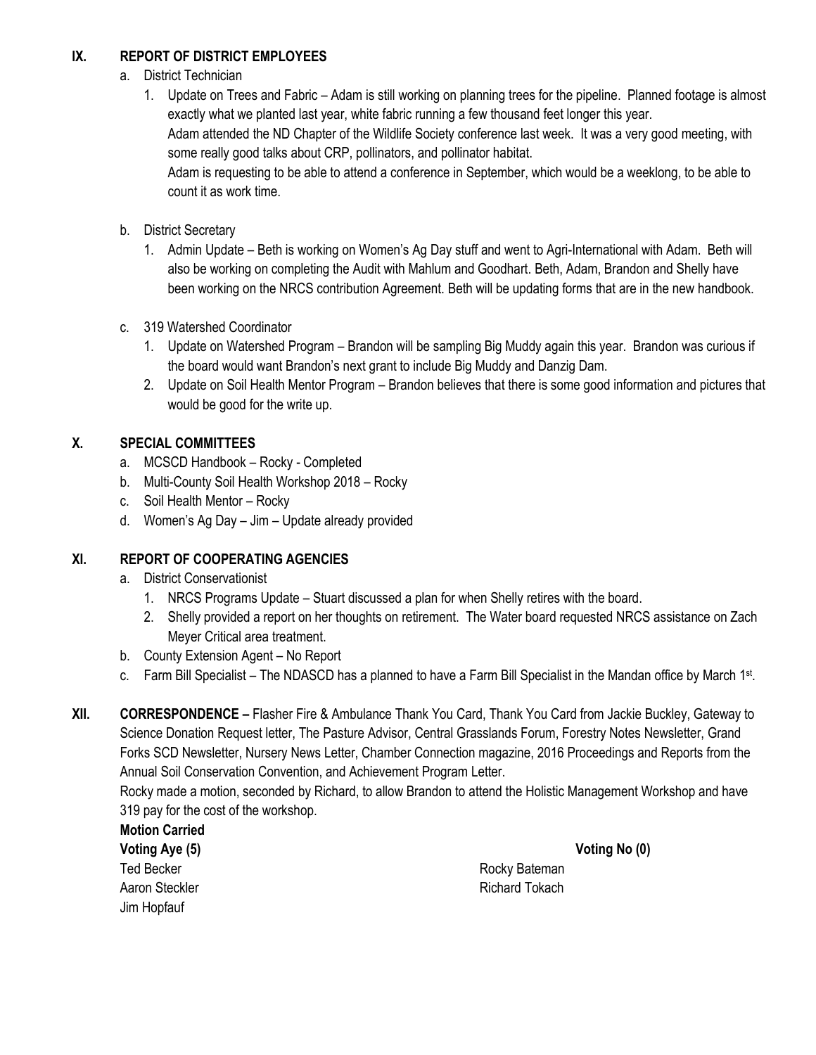## IX. REPORT OF DISTRICT EMPLOYEES

a. District Technician

1. Update on Trees and Fabric – Adam is still working on planning trees for the pipeline. Planned footage is almost exactly what we planted last year, white fabric running a few thousand feet longer this year.
   Adam attended the ND Chapter of the Wildlife Society conference last week. It was a very good meeting, with some really good talks about CRP, pollinators, and pollinator habitat.
   Adam is requesting to be able to attend a conference in September, which would be a weeklong, to be able to count it as work time.

b. District Secretary

1. Admin Update – Beth is working on Women's Ag Day stuff and went to Agri-International with Adam. Beth will also be working on completing the Audit with Mahlum and Goodhart. Beth, Adam, Brandon and Shelly have been working on the NRCS contribution Agreement. Beth will be updating forms that are in the new handbook.

c. 319 Watershed Coordinator

1. Update on Watershed Program – Brandon will be sampling Big Muddy again this year. Brandon was curious if the board would want Brandon's next grant to include Big Muddy and Danzig Dam.
2. Update on Soil Health Mentor Program – Brandon believes that there is some good information and pictures that would be good for the write up.

## X. SPECIAL COMMITTEES

a. MCSCD Handbook – Rocky - Completed
b. Multi-County Soil Health Workshop 2018 – Rocky
c. Soil Health Mentor – Rocky
d. Women's Ag Day – Jim – Update already provided

## XI. REPORT OF COOPERATING AGENCIES

a. District Conservationist

1. NRCS Programs Update – Stuart discussed a plan for when Shelly retires with the board.
2. Shelly provided a report on her thoughts on retirement. The Water board requested NRCS assistance on Zach Meyer Critical area treatment.

b. County Extension Agent – No Report
c. Farm Bill Specialist – The NDASCD has a planned to have a Farm Bill Specialist in the Mandan office by March 1st.

## XII. CORRESPONDENCE

**CORRESPONDENCE –** Flasher Fire & Ambulance Thank You Card, Thank You Card from Jackie Buckley, Gateway to Science Donation Request letter, The Pasture Advisor, Central Grasslands Forum, Forestry Notes Newsletter, Grand Forks SCD Newsletter, Nursery News Letter, Chamber Connection magazine, 2016 Proceedings and Reports from the Annual Soil Conservation Convention, and Achievement Program Letter.

Rocky made a motion, seconded by Richard, to allow Brandon to attend the Holistic Management Workshop and have 319 pay for the cost of the workshop.

**Motion Carried**

**Voting Aye (5)**
Ted Becker
Aaron Steckler
Jim Hopfauf
Rocky Bateman
Richard Tokach

**Voting No (0)**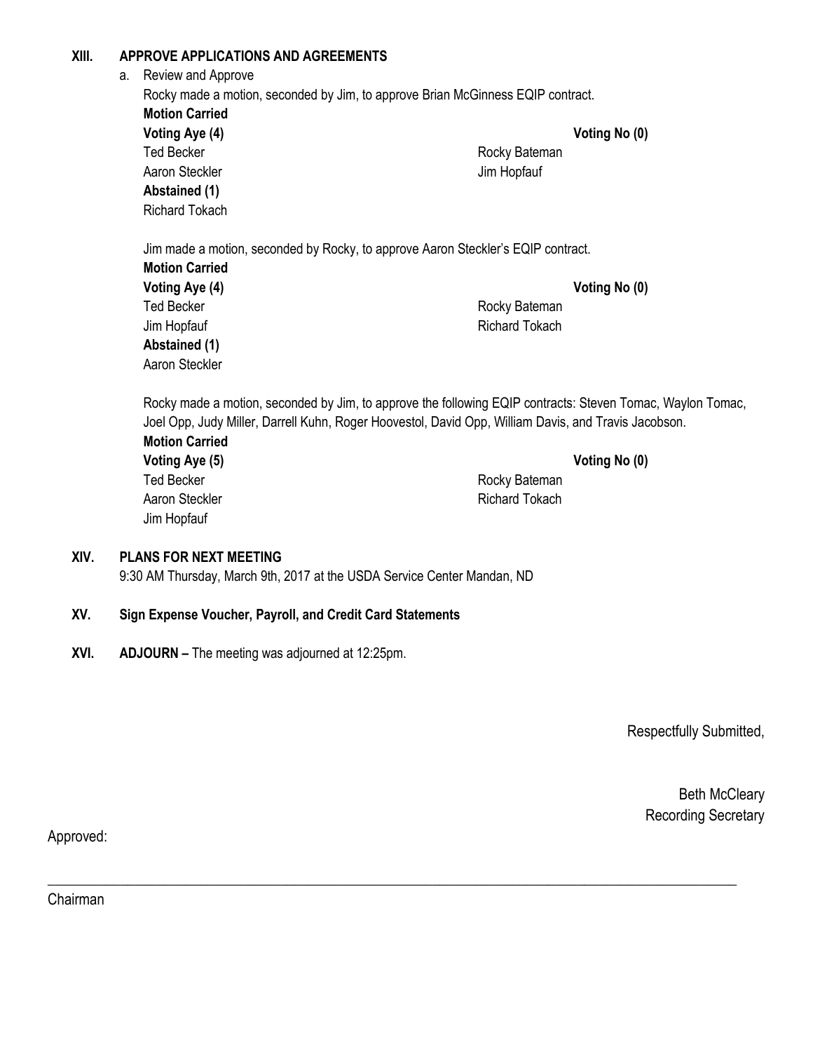## XIII. APPROVE APPLICATIONS AND AGREEMENTS

a. Review and Approve

Rocky made a motion, seconded by Jim, to approve Brian McGinness EQIP contract.

**Motion Carried**

| **Voting Aye (4)** | | **Voting No (0)** |
|---|---|---|
| Ted Becker | Rocky Bateman | |
| Aaron Steckler | Jim Hopfauf | |

**Abstained (1)**
Richard Tokach

Jim made a motion, seconded by Rocky, to approve Aaron Steckler's EQIP contract.

**Motion Carried**

| **Voting Aye (4)** | | **Voting No (0)** |
|---|---|---|
| Ted Becker | Rocky Bateman | |
| Jim Hopfauf | Richard Tokach | |

**Abstained (1)**
Aaron Steckler

Rocky made a motion, seconded by Jim, to approve the following EQIP contracts: Steven Tomac, Waylon Tomac, Joel Opp, Judy Miller, Darrell Kuhn, Roger Hoovestol, David Opp, William Davis, and Travis Jacobson.

**Motion Carried**

| **Voting Aye (5)** | | **Voting No (0)** |
|---|---|---|
| Ted Becker | Rocky Bateman | |
| Aaron Steckler | Richard Tokach | |
| Jim Hopfauf | | |

## XIV. PLANS FOR NEXT MEETING

9:30 AM Thursday, March 9th, 2017 at the USDA Service Center Mandan, ND

## XV. Sign Expense Voucher, Payroll, and Credit Card Statements

## XVI. ADJOURN – The meeting was adjourned at 12:25pm.

Respectfully Submitted,

Beth McCleary
Recording Secretary

Approved:

______________________________________________

Chairman